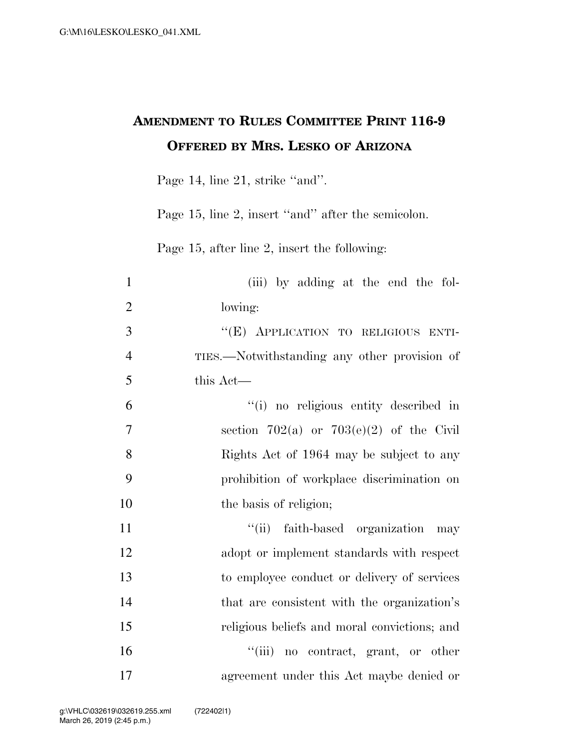## AMENDMENT TO RULES COMMITTEE PRINT 116-9
## OFFERED BY MRS. LESKO OF ARIZONA

Page 14, line 21, strike "and".

Page 15, line 2, insert "and" after the semicolon.

Page 15, after line 2, insert the following:

(iii) by adding at the end the following:

"(E) APPLICATION TO RELIGIOUS ENTITIES.—Notwithstanding any other provision of this Act—

"(i) no religious entity described in section 702(a) or 703(e)(2) of the Civil Rights Act of 1964 may be subject to any prohibition of workplace discrimination on the basis of religion;

"(ii) faith-based organization may adopt or implement standards with respect to employee conduct or delivery of services that are consistent with the organization's religious beliefs and moral convictions; and

"(iii) no contract, grant, or other agreement under this Act maybe denied or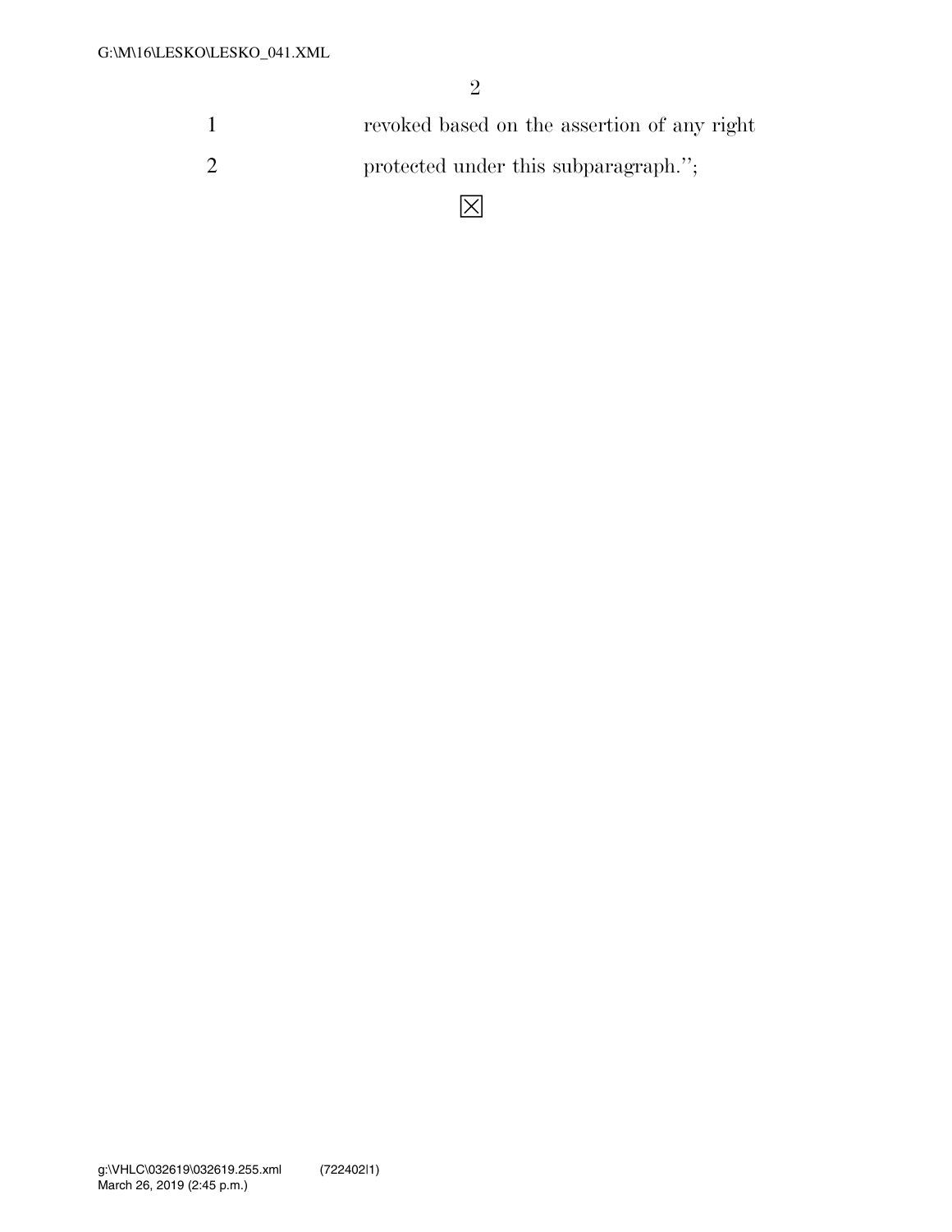revoked based on the assertion of any right protected under this subparagraph.'';

☒